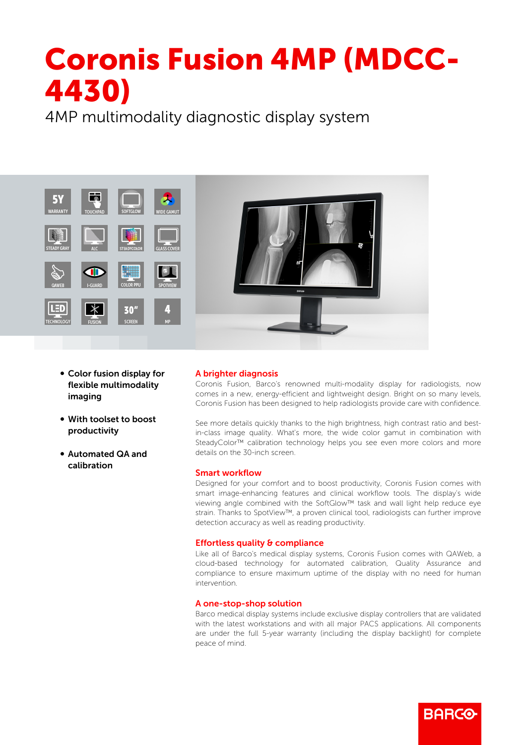# Coronis Fusion 4MP (MDCC-4430)

4MP multimodality diagnostic display system

- **Color fusion display for flexible multimodality imaging**
- **With toolset to boost productivity**
- **Automated QA and calibration**

## A brighter diagnosis

Coronis Fusion, Barco's renowned multi-modality display for radiologists, now comes in a new, energy-efficient and lightweight design. Bright on so many levels, Coronis Fusion has been designed to help radiologists provide care with confidence.

See more details quickly thanks to the high brightness, high contrast ratio and best-in-class image quality. What's more, the wide color gamut in combination with SteadyColor™ calibration technology helps you see even more colors and more details on the 30-inch screen.

## Smart workflow

Designed for your comfort and to boost productivity, Coronis Fusion comes with smart image-enhancing features and clinical workflow tools. The display's wide viewing angle combined with the SoftGlow™ task and wall light help reduce eye strain. Thanks to SpotView™, a proven clinical tool, radiologists can further improve detection accuracy as well as reading productivity.

## Effortless quality & compliance

Like all of Barco's medical display systems, Coronis Fusion comes with QAWeb, a cloud-based technology for automated calibration, Quality Assurance and compliance to ensure maximum uptime of the display with no need for human intervention.

## A one-stop-shop solution

Barco medical display systems include exclusive display controllers that are validated with the latest workstations and with all major PACS applications. All components are under the full 5-year warranty (including the display backlight) for complete peace of mind.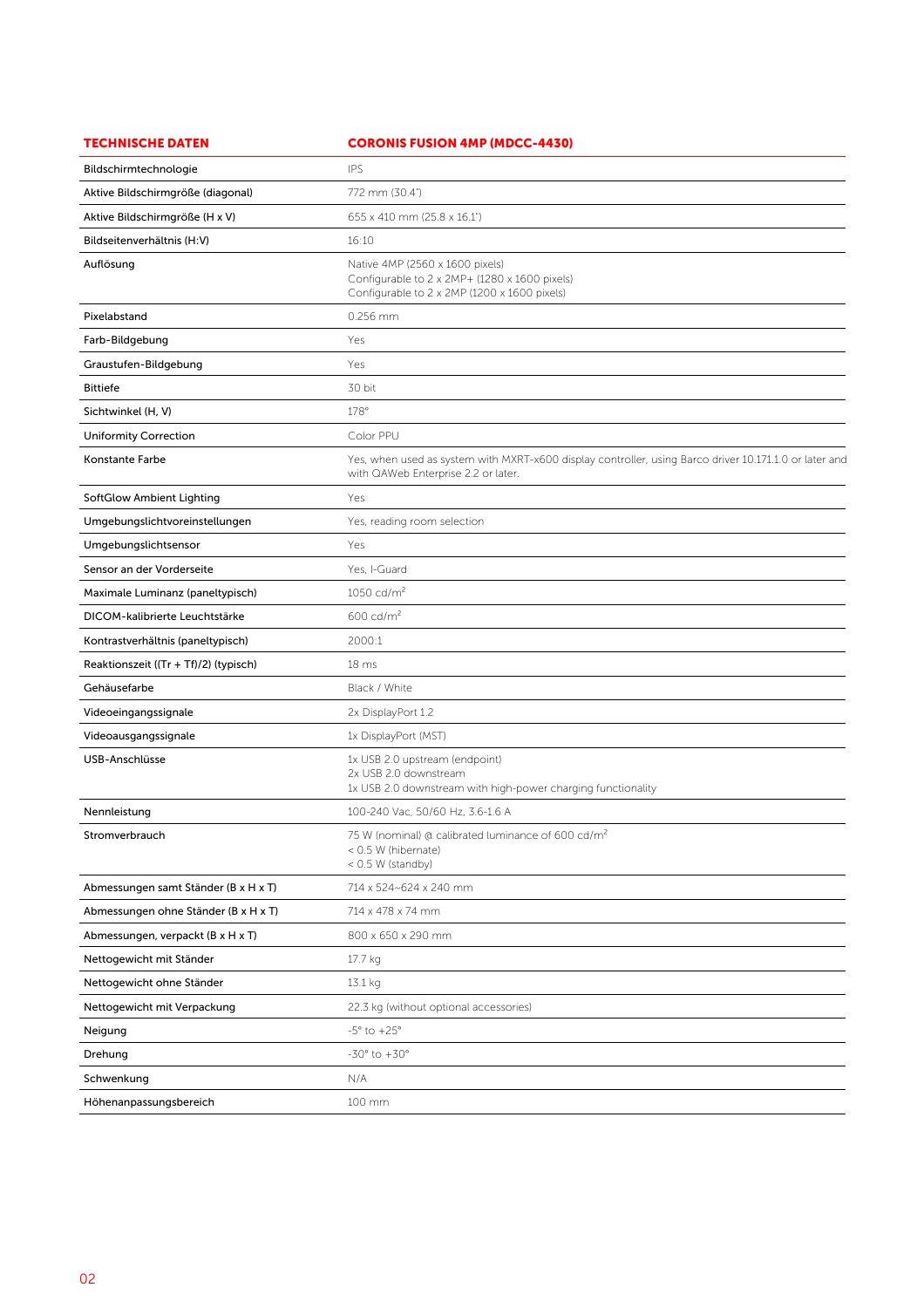| TECHNISCHE DATEN | CORONIS FUSION 4MP (MDCC-4430) |
| --- | --- |
| Bildschirmtechnologie | IPS |
| Aktive Bildschirmgröße (diagonal) | 772 mm (30.4") |
| Aktive Bildschirmgröße (H x V) | 655 x 410 mm (25.8 x 16.1") |
| Bildseitenverhältnis (H:V) | 16:10 |
| Auflösung | Native 4MP (2560 x 1600 pixels)<br>Configurable to 2 x 2MP+ (1280 x 1600 pixels)<br>Configurable to 2 x 2MP (1200 x 1600 pixels) |
| Pixelabstand | 0.256 mm |
| Farb-Bildgebung | Yes |
| Graustufen-Bildgebung | Yes |
| Bittiefe | 30 bit |
| Sichtwinkel (H, V) | 178° |
| Uniformity Correction | Color PPU |
| Konstante Farbe | Yes, when used as system with MXRT-x600 display controller, using Barco driver 10.171.1.0 or later and with QAWeb Enterprise 2.2 or later. |
| SoftGlow Ambient Lighting | Yes |
| Umgebungslichtvoreinstellungen | Yes, reading room selection |
| Umgebungslichtsensor | Yes |
| Sensor an der Vorderseite | Yes, I-Guard |
| Maximale Luminanz (paneltypisch) | 1050 cd/m² |
| DICOM-kalibrierte Leuchtstärke | 600 cd/m² |
| Kontrastverhältnis (paneltypisch) | 2000:1 |
| Reaktionszeit ((Tr + Tf)/2) (typisch) | 18 ms |
| Gehäusefarbe | Black / White |
| Videoeingangssignale | 2x DisplayPort 1.2 |
| Videoausgangssignale | 1x DisplayPort (MST) |
| USB-Anschlüsse | 1x USB 2.0 upstream (endpoint)<br>2x USB 2.0 downstream<br>1x USB 2.0 downstream with high-power charging functionality |
| Nennleistung | 100-240 Vac, 50/60 Hz, 3.6-1.6 A |
| Stromverbrauch | 75 W (nominal) @ calibrated luminance of 600 cd/m²<br>< 0.5 W (hibernate)<br>< 0.5 W (standby) |
| Abmessungen samt Ständer (B x H x T) | 714 x 524~624 x 240 mm |
| Abmessungen ohne Ständer (B x H x T) | 714 x 478 x 74 mm |
| Abmessungen, verpackt (B x H x T) | 800 x 650 x 290 mm |
| Nettogewicht mit Ständer | 17.7 kg |
| Nettogewicht ohne Ständer | 13.1 kg |
| Nettogewicht mit Verpackung | 22.3 kg (without optional accessories) |
| Neigung | -5° to +25° |
| Drehung | -30° to +30° |
| Schwenkung | N/A |
| Höhenanpassungsbereich | 100 mm |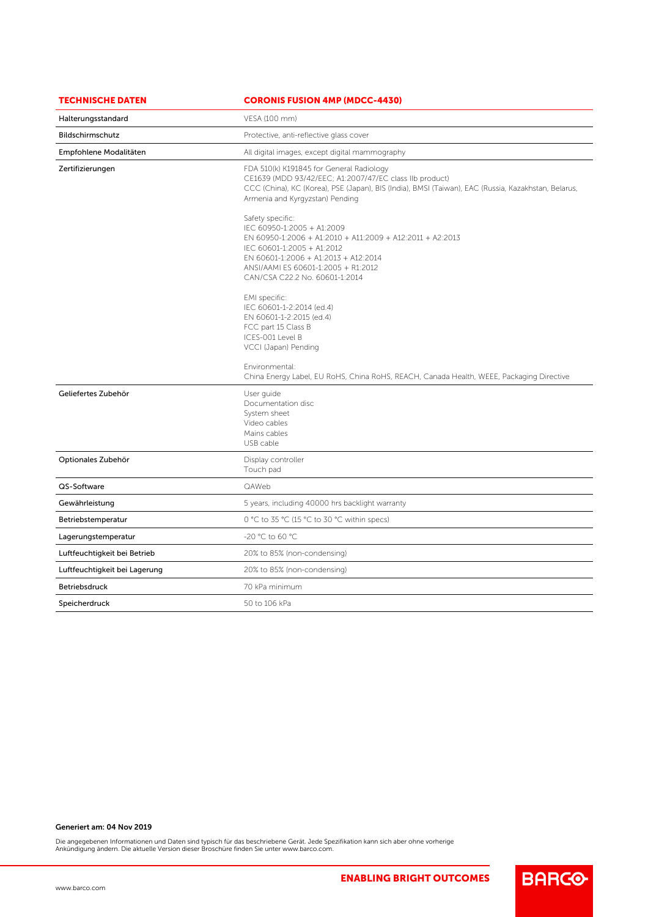| TECHNISCHE DATEN | CORONIS FUSION 4MP (MDCC-4430) |
| --- | --- |
| Halterungsstandard | VESA (100 mm) |
| Bildschirmschutz | Protective, anti-reflective glass cover |
| Empfohlene Modalitäten | All digital images, except digital mammography |
| Zertifizierungen | FDA 510(k) K191845 for General Radiology<br>CE1639 (MDD 93/42/EEC; A1:2007/47/EC class IIb product)<br>CCC (China), KC (Korea), PSE (Japan), BIS (India), BMSI (Taiwan), EAC (Russia, Kazakhstan, Belarus, Armenia and Kyrgyzstan) Pending<br><br>Safety specific:<br>IEC 60950-1:2005 + A1:2009<br>EN 60950-1:2006 + A1:2010 + A11:2009 + A12:2011 + A2:2013<br>IEC 60601-1:2005 + A1:2012<br>EN 60601-1:2006 + A1:2013 + A12:2014<br>ANSI/AAMI ES 60601-1:2005 + R1:2012<br>CAN/CSA C22.2 No. 60601-1:2014<br><br>EMI specific:<br>IEC 60601-1-2:2014 (ed.4)<br>EN 60601-1-2:2015 (ed.4)<br>FCC part 15 Class B<br>ICES-001 Level B<br>VCCI (Japan) Pending<br><br>Environmental:<br>China Energy Label, EU RoHS, China RoHS, REACH, Canada Health, WEEE, Packaging Directive |
| Geliefertes Zubehör | User guide<br>Documentation disc<br>System sheet<br>Video cables<br>Mains cables<br>USB cable |
| Optionales Zubehör | Display controller<br>Touch pad |
| QS-Software | QAWeb |
| Gewährleistung | 5 years, including 40000 hrs backlight warranty |
| Betriebstemperatur | 0 °C to 35 °C (15 °C to 30 °C within specs) |
| Lagerungstemperatur | -20 °C to 60 °C |
| Luftfeuchtigkeit bei Betrieb | 20% to 85% (non-condensing) |
| Luftfeuchtigkeit bei Lagerung | 20% to 85% (non-condensing) |
| Betriebsdruck | 70 kPa minimum |
| Speicherdruck | 50 to 106 kPa |

**Generiert am: 04 Nov 2019**

Die angegebenen Informationen und Daten sind typisch für das beschriebene Gerät. Jede Spezifikation kann sich aber ohne vorherige Ankündigung ändern. Die aktuelle Version dieser Broschüre finden Sie unter www.barco.com.

ENABLING BRIGHT OUTCOMES

BARCO

www.barco.com